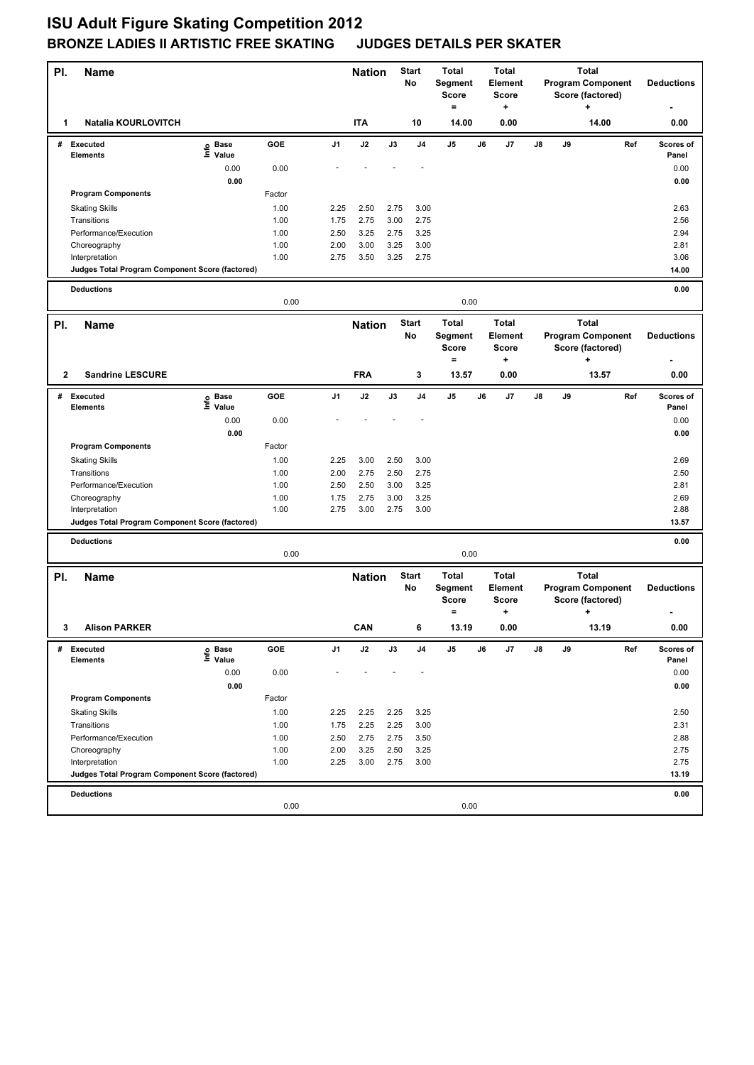# ISU Adult Figure Skating Competition 2012

## BRONZE LADIES II ARTISTIC FREE SKATING JUDGES DETAILS PER SKATER

| Pl. | Name | Nation | Start No | Total Segment Score = | Total Element Score + | Total Program Component Score (factored) + | Deductions - |
|---|---|---|---|---|---|---|---|
| 1 | Natalia KOURLOVITCH | ITA | 10 | 14.00 | 0.00 | 14.00 | 0.00 |

| # | Executed Elements | Info | Base Value | GOE | J1 | J2 | J3 | J4 | J5 | J6 | J7 | J8 | J9 | Ref | Scores of Panel |
|---|---|---|---|---|---|---|---|---|---|---|---|---|---|---|---|
| | | | 0.00 | 0.00 | - | - | - | - | | | | | | | 0.00 |
| | | | 0.00 | | | | | | | | | | | | 0.00 |
| | **Program Components** | | | Factor | | | | | | | | | | | |
| | Skating Skills | | | 1.00 | 2.25 | 2.50 | 2.75 | 3.00 | | | | | | | 2.63 |
| | Transitions | | | 1.00 | 1.75 | 2.75 | 3.00 | 2.75 | | | | | | | 2.56 |
| | Performance/Execution | | | 1.00 | 2.50 | 3.25 | 2.75 | 3.25 | | | | | | | 2.94 |
| | Choreography | | | 1.00 | 2.00 | 3.00 | 3.25 | 3.00 | | | | | | | 2.81 |
| | Interpretation | | | 1.00 | 2.75 | 3.50 | 3.25 | 2.75 | | | | | | | 3.06 |
| | **Judges Total Program Component Score (factored)** | | | | | | | | | | | | | | 14.00 |
| | **Deductions** | | | 0.00 | | | | | 0.00 | | | | | | 0.00 |

| Pl. | Name | Nation | Start No | Total Segment Score = | Total Element Score + | Total Program Component Score (factored) + | Deductions - |
|---|---|---|---|---|---|---|---|
| 2 | Sandrine LESCURE | FRA | 3 | 13.57 | 0.00 | 13.57 | 0.00 |

| # | Executed Elements | Info | Base Value | GOE | J1 | J2 | J3 | J4 | J5 | J6 | J7 | J8 | J9 | Ref | Scores of Panel |
|---|---|---|---|---|---|---|---|---|---|---|---|---|---|---|---|
| | | | 0.00 | 0.00 | - | - | - | - | | | | | | | 0.00 |
| | | | 0.00 | | | | | | | | | | | | 0.00 |
| | **Program Components** | | | Factor | | | | | | | | | | | |
| | Skating Skills | | | 1.00 | 2.25 | 3.00 | 2.50 | 3.00 | | | | | | | 2.69 |
| | Transitions | | | 1.00 | 2.00 | 2.75 | 2.50 | 2.75 | | | | | | | 2.50 |
| | Performance/Execution | | | 1.00 | 2.50 | 2.50 | 3.00 | 3.25 | | | | | | | 2.81 |
| | Choreography | | | 1.00 | 1.75 | 2.75 | 3.00 | 3.25 | | | | | | | 2.69 |
| | Interpretation | | | 1.00 | 2.75 | 3.00 | 2.75 | 3.00 | | | | | | | 2.88 |
| | **Judges Total Program Component Score (factored)** | | | | | | | | | | | | | | 13.57 |
| | **Deductions** | | | 0.00 | | | | | 0.00 | | | | | | 0.00 |

| Pl. | Name | Nation | Start No | Total Segment Score = | Total Element Score + | Total Program Component Score (factored) + | Deductions - |
|---|---|---|---|---|---|---|---|
| 3 | Alison PARKER | CAN | 6 | 13.19 | 0.00 | 13.19 | 0.00 |

| # | Executed Elements | Info | Base Value | GOE | J1 | J2 | J3 | J4 | J5 | J6 | J7 | J8 | J9 | Ref | Scores of Panel |
|---|---|---|---|---|---|---|---|---|---|---|---|---|---|---|---|
| | | | 0.00 | 0.00 | - | - | - | - | | | | | | | 0.00 |
| | | | 0.00 | | | | | | | | | | | | 0.00 |
| | **Program Components** | | | Factor | | | | | | | | | | | |
| | Skating Skills | | | 1.00 | 2.25 | 2.25 | 2.25 | 3.25 | | | | | | | 2.50 |
| | Transitions | | | 1.00 | 1.75 | 2.25 | 2.25 | 3.00 | | | | | | | 2.31 |
| | Performance/Execution | | | 1.00 | 2.50 | 2.75 | 2.75 | 3.50 | | | | | | | 2.88 |
| | Choreography | | | 1.00 | 2.00 | 3.25 | 2.50 | 3.25 | | | | | | | 2.75 |
| | Interpretation | | | 1.00 | 2.25 | 3.00 | 2.75 | 3.00 | | | | | | | 2.75 |
| | **Judges Total Program Component Score (factored)** | | | | | | | | | | | | | | 13.19 |
| | **Deductions** | | | 0.00 | | | | | 0.00 | | | | | | 0.00 |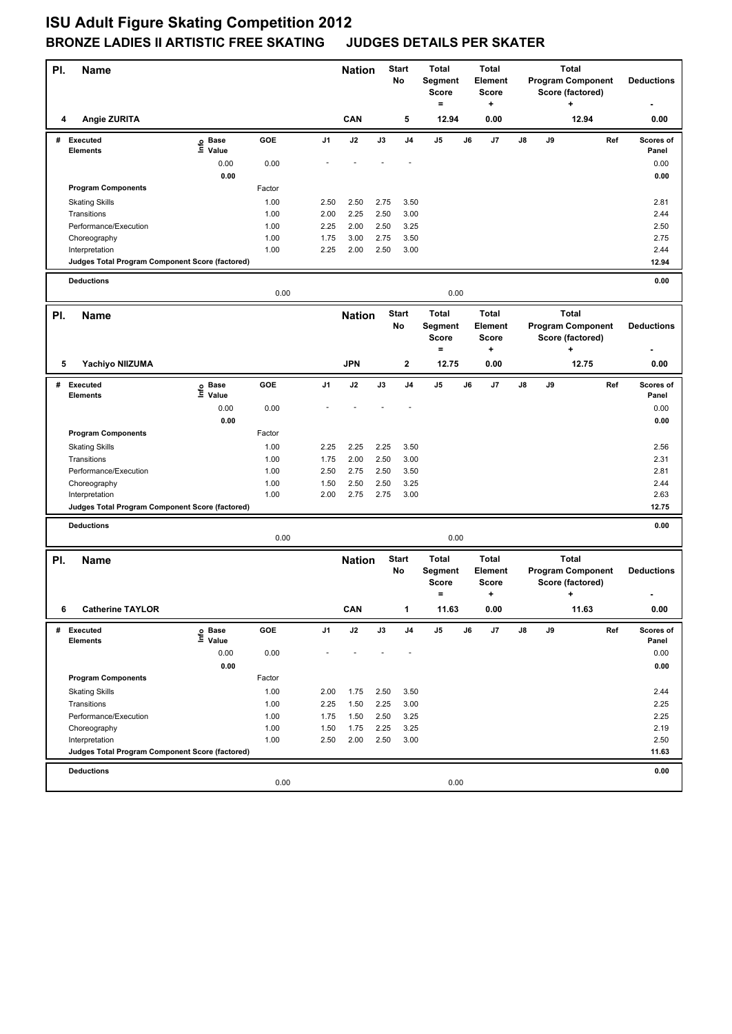# ISU Adult Figure Skating Competition 2012

## BRONZE LADIES II ARTISTIC FREE SKATING JUDGES DETAILS PER SKATER

| Pl. | Name | Nation | Start No | Total Segment Score = | Total Element Score + | Total Program Component Score (factored) + | Deductions - |
|---|---|---|---|---|---|---|---|
| 4 | Angie ZURITA | CAN | 5 | 12.94 | 0.00 | 12.94 | 0.00 |

| # | Executed Elements | Info | Base Value | GOE | J1 | J2 | J3 | J4 | J5 | J6 | J7 | J8 | J9 | Ref | Scores of Panel |
|---|---|---|---|---|---|---|---|---|---|---|---|---|---|---|---|
| | | | 0.00 | 0.00 | - | - | - | - | | | | | | | 0.00 |
| | | | 0.00 | | | | | | | | | | | | 0.00 |
| | Program Components | | | Factor | | | | | | | | | | | |
| | Skating Skills | | | 1.00 | 2.50 | 2.50 | 2.75 | 3.50 | | | | | | | 2.81 |
| | Transitions | | | 1.00 | 2.00 | 2.25 | 2.50 | 3.00 | | | | | | | 2.44 |
| | Performance/Execution | | | 1.00 | 2.25 | 2.00 | 2.50 | 3.25 | | | | | | | 2.50 |
| | Choreography | | | 1.00 | 1.75 | 3.00 | 2.75 | 3.50 | | | | | | | 2.75 |
| | Interpretation | | | 1.00 | 2.25 | 2.00 | 2.50 | 3.00 | | | | | | | 2.44 |
| | Judges Total Program Component Score (factored) | | | | | | | | | | | | | | 12.94 |
| | Deductions | | | | | | | | | | | | | | 0.00 |
| | | | | 0.00 | | | | | 0.00 | | | | | | |

| Pl. | Name | Nation | Start No | Total Segment Score = | Total Element Score + | Total Program Component Score (factored) + | Deductions - |
|---|---|---|---|---|---|---|---|
| 5 | Yachiyo NIIZUMA | JPN | 2 | 12.75 | 0.00 | 12.75 | 0.00 |

| # | Executed Elements | Info | Base Value | GOE | J1 | J2 | J3 | J4 | J5 | J6 | J7 | J8 | J9 | Ref | Scores of Panel |
|---|---|---|---|---|---|---|---|---|---|---|---|---|---|---|---|
| | | | 0.00 | 0.00 | - | - | - | - | | | | | | | 0.00 |
| | | | 0.00 | | | | | | | | | | | | 0.00 |
| | Program Components | | | Factor | | | | | | | | | | | |
| | Skating Skills | | | 1.00 | 2.25 | 2.25 | 2.25 | 3.50 | | | | | | | 2.56 |
| | Transitions | | | 1.00 | 1.75 | 2.00 | 2.50 | 3.00 | | | | | | | 2.31 |
| | Performance/Execution | | | 1.00 | 2.50 | 2.75 | 2.50 | 3.50 | | | | | | | 2.81 |
| | Choreography | | | 1.00 | 1.50 | 2.50 | 2.50 | 3.25 | | | | | | | 2.44 |
| | Interpretation | | | 1.00 | 2.00 | 2.75 | 2.75 | 3.00 | | | | | | | 2.63 |
| | Judges Total Program Component Score (factored) | | | | | | | | | | | | | | 12.75 |
| | Deductions | | | | | | | | | | | | | | 0.00 |
| | | | | 0.00 | | | | | 0.00 | | | | | | |

| Pl. | Name | Nation | Start No | Total Segment Score = | Total Element Score + | Total Program Component Score (factored) + | Deductions - |
|---|---|---|---|---|---|---|---|
| 6 | Catherine TAYLOR | CAN | 1 | 11.63 | 0.00 | 11.63 | 0.00 |

| # | Executed Elements | Info | Base Value | GOE | J1 | J2 | J3 | J4 | J5 | J6 | J7 | J8 | J9 | Ref | Scores of Panel |
|---|---|---|---|---|---|---|---|---|---|---|---|---|---|---|---|
| | | | 0.00 | 0.00 | - | - | - | - | | | | | | | 0.00 |
| | | | 0.00 | | | | | | | | | | | | 0.00 |
| | Program Components | | | Factor | | | | | | | | | | | |
| | Skating Skills | | | 1.00 | 2.00 | 1.75 | 2.50 | 3.50 | | | | | | | 2.44 |
| | Transitions | | | 1.00 | 2.25 | 1.50 | 2.25 | 3.00 | | | | | | | 2.25 |
| | Performance/Execution | | | 1.00 | 1.75 | 1.50 | 2.50 | 3.25 | | | | | | | 2.25 |
| | Choreography | | | 1.00 | 1.50 | 1.75 | 2.25 | 3.25 | | | | | | | 2.19 |
| | Interpretation | | | 1.00 | 2.50 | 2.00 | 2.50 | 3.00 | | | | | | | 2.50 |
| | Judges Total Program Component Score (factored) | | | | | | | | | | | | | | 11.63 |
| | Deductions | | | | | | | | | | | | | | 0.00 |
| | | | | 0.00 | | | | | 0.00 | | | | | | |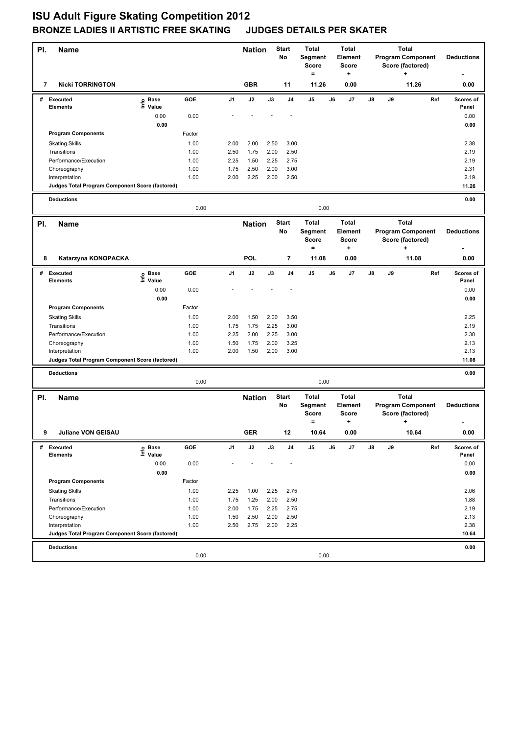# ISU Adult Figure Skating Competition 2012

## BRONZE LADIES II ARTISTIC FREE SKATING JUDGES DETAILS PER SKATER

| Pl. | Name | Nation | Start No | Total Segment Score = | Total Element Score + | Total Program Component Score (factored) + | Deductions - |
|---|---|---|---|---|---|---|---|
| 7 | Nicki TORRINGTON | GBR | 11 | 11.26 | 0.00 | 11.26 | 0.00 |

| # | Executed Elements | Info | Base Value | GOE | J1 | J2 | J3 | J4 | J5 | J6 | J7 | J8 | J9 | Ref | Scores of Panel |
|---|---|---|---|---|---|---|---|---|---|---|---|---|---|---|---|
| | | | 0.00 | 0.00 | - | - | - | - | | | | | | | 0.00 |
| | | | 0.00 | | | | | | | | | | | | 0.00 |
| | Program Components | | | Factor | | | | | | | | | | | |
| | Skating Skills | | | 1.00 | 2.00 | 2.00 | 2.50 | 3.00 | | | | | | | 2.38 |
| | Transitions | | | 1.00 | 2.50 | 1.75 | 2.00 | 2.50 | | | | | | | 2.19 |
| | Performance/Execution | | | 1.00 | 2.25 | 1.50 | 2.25 | 2.75 | | | | | | | 2.19 |
| | Choreography | | | 1.00 | 1.75 | 2.50 | 2.00 | 3.00 | | | | | | | 2.31 |
| | Interpretation | | | 1.00 | 2.00 | 2.25 | 2.00 | 2.50 | | | | | | | 2.19 |
| | Judges Total Program Component Score (factored) | | | | | | | | | | | | | | 11.26 |
| | Deductions | | | | | | | | | | | | | | 0.00 |
| | | | | 0.00 | | | | | 0.00 | | | | | | |

| Pl. | Name | Nation | Start No | Total Segment Score = | Total Element Score + | Total Program Component Score (factored) + | Deductions - |
|---|---|---|---|---|---|---|---|
| 8 | Katarzyna KONOPACKA | POL | 7 | 11.08 | 0.00 | 11.08 | 0.00 |

| # | Executed Elements | Info | Base Value | GOE | J1 | J2 | J3 | J4 | J5 | J6 | J7 | J8 | J9 | Ref | Scores of Panel |
|---|---|---|---|---|---|---|---|---|---|---|---|---|---|---|---|
| | | | 0.00 | 0.00 | - | - | - | - | | | | | | | 0.00 |
| | | | 0.00 | | | | | | | | | | | | 0.00 |
| | Program Components | | | Factor | | | | | | | | | | | |
| | Skating Skills | | | 1.00 | 2.00 | 1.50 | 2.00 | 3.50 | | | | | | | 2.25 |
| | Transitions | | | 1.00 | 1.75 | 1.75 | 2.25 | 3.00 | | | | | | | 2.19 |
| | Performance/Execution | | | 1.00 | 2.25 | 2.00 | 2.25 | 3.00 | | | | | | | 2.38 |
| | Choreography | | | 1.00 | 1.50 | 1.75 | 2.00 | 3.25 | | | | | | | 2.13 |
| | Interpretation | | | 1.00 | 2.00 | 1.50 | 2.00 | 3.00 | | | | | | | 2.13 |
| | Judges Total Program Component Score (factored) | | | | | | | | | | | | | | 11.08 |
| | Deductions | | | | | | | | | | | | | | 0.00 |
| | | | | 0.00 | | | | | 0.00 | | | | | | |

| Pl. | Name | Nation | Start No | Total Segment Score = | Total Element Score + | Total Program Component Score (factored) + | Deductions - |
|---|---|---|---|---|---|---|---|
| 9 | Juliane VON GEISAU | GER | 12 | 10.64 | 0.00 | 10.64 | 0.00 |

| # | Executed Elements | Info | Base Value | GOE | J1 | J2 | J3 | J4 | J5 | J6 | J7 | J8 | J9 | Ref | Scores of Panel |
|---|---|---|---|---|---|---|---|---|---|---|---|---|---|---|---|
| | | | 0.00 | 0.00 | - | - | - | - | | | | | | | 0.00 |
| | | | 0.00 | | | | | | | | | | | | 0.00 |
| | Program Components | | | Factor | | | | | | | | | | | |
| | Skating Skills | | | 1.00 | 2.25 | 1.00 | 2.25 | 2.75 | | | | | | | 2.06 |
| | Transitions | | | 1.00 | 1.75 | 1.25 | 2.00 | 2.50 | | | | | | | 1.88 |
| | Performance/Execution | | | 1.00 | 2.00 | 1.75 | 2.25 | 2.75 | | | | | | | 2.19 |
| | Choreography | | | 1.00 | 1.50 | 2.50 | 2.00 | 2.50 | | | | | | | 2.13 |
| | Interpretation | | | 1.00 | 2.50 | 2.75 | 2.00 | 2.25 | | | | | | | 2.38 |
| | Judges Total Program Component Score (factored) | | | | | | | | | | | | | | 10.64 |
| | Deductions | | | | | | | | | | | | | | 0.00 |
| | | | | 0.00 | | | | | 0.00 | | | | | | |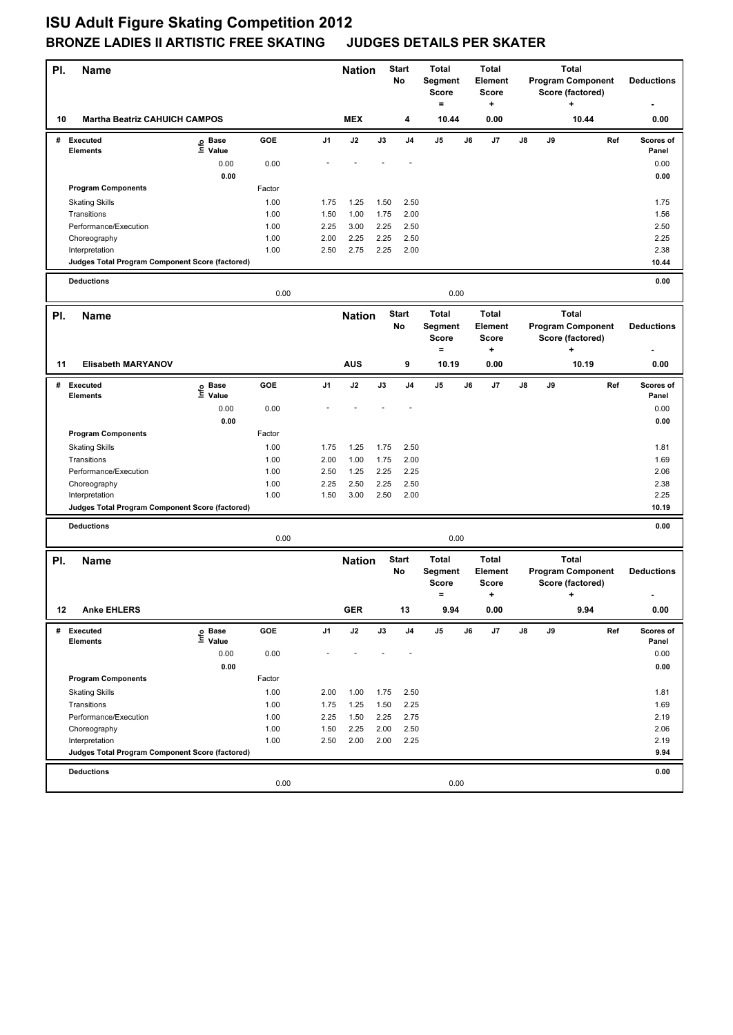# ISU Adult Figure Skating Competition 2012

## BRONZE LADIES II ARTISTIC FREE SKATING JUDGES DETAILS PER SKATER

| Pl. | Name | Nation | Start No | Total Segment Score = | Total Element Score + | Total Program Component Score (factored) + | Deductions - |
|---|---|---|---|---|---|---|---|
| 10 | Martha Beatriz CAHUICH CAMPOS | MEX | 4 | 10.44 | 0.00 | 10.44 | 0.00 |

| # | Executed Elements | Info | Base Value | GOE | J1 | J2 | J3 | J4 | J5 | J6 | J7 | J8 | J9 | Ref | Scores of Panel |
|---|---|---|---|---|---|---|---|---|---|---|---|---|---|---|---|
| | | | 0.00 | 0.00 | - | - | - | - | | | | | | | 0.00 |
| | | | 0.00 | | | | | | | | | | | | 0.00 |
| | Program Components | | | Factor | | | | | | | | | | | |
| | Skating Skills | | | 1.00 | 1.75 | 1.25 | 1.50 | 2.50 | | | | | | | 1.75 |
| | Transitions | | | 1.00 | 1.50 | 1.00 | 1.75 | 2.00 | | | | | | | 1.56 |
| | Performance/Execution | | | 1.00 | 2.25 | 3.00 | 2.25 | 2.50 | | | | | | | 2.50 |
| | Choreography | | | 1.00 | 2.00 | 2.25 | 2.25 | 2.50 | | | | | | | 2.25 |
| | Interpretation | | | 1.00 | 2.50 | 2.75 | 2.25 | 2.00 | | | | | | | 2.38 |
| | Judges Total Program Component Score (factored) | | | | | | | | | | | | | | 10.44 |
| | Deductions | | | 0.00 | | | | | 0.00 | | | | | | 0.00 |

| Pl. | Name | Nation | Start No | Total Segment Score = | Total Element Score + | Total Program Component Score (factored) + | Deductions - |
|---|---|---|---|---|---|---|---|
| 11 | Elisabeth MARYANOV | AUS | 9 | 10.19 | 0.00 | 10.19 | 0.00 |

| # | Executed Elements | Info | Base Value | GOE | J1 | J2 | J3 | J4 | J5 | J6 | J7 | J8 | J9 | Ref | Scores of Panel |
|---|---|---|---|---|---|---|---|---|---|---|---|---|---|---|---|
| | | | 0.00 | 0.00 | - | - | - | - | | | | | | | 0.00 |
| | | | 0.00 | | | | | | | | | | | | 0.00 |
| | Program Components | | | Factor | | | | | | | | | | | |
| | Skating Skills | | | 1.00 | 1.75 | 1.25 | 1.75 | 2.50 | | | | | | | 1.81 |
| | Transitions | | | 1.00 | 2.00 | 1.00 | 1.75 | 2.00 | | | | | | | 1.69 |
| | Performance/Execution | | | 1.00 | 2.50 | 1.25 | 2.25 | 2.25 | | | | | | | 2.06 |
| | Choreography | | | 1.00 | 2.25 | 2.50 | 2.25 | 2.50 | | | | | | | 2.38 |
| | Interpretation | | | 1.00 | 1.50 | 3.00 | 2.50 | 2.00 | | | | | | | 2.25 |
| | Judges Total Program Component Score (factored) | | | | | | | | | | | | | | 10.19 |
| | Deductions | | | 0.00 | | | | | 0.00 | | | | | | 0.00 |

| Pl. | Name | Nation | Start No | Total Segment Score = | Total Element Score + | Total Program Component Score (factored) + | Deductions - |
|---|---|---|---|---|---|---|---|
| 12 | Anke EHLERS | GER | 13 | 9.94 | 0.00 | 9.94 | 0.00 |

| # | Executed Elements | Info | Base Value | GOE | J1 | J2 | J3 | J4 | J5 | J6 | J7 | J8 | J9 | Ref | Scores of Panel |
|---|---|---|---|---|---|---|---|---|---|---|---|---|---|---|---|
| | | | 0.00 | 0.00 | - | - | - | - | | | | | | | 0.00 |
| | | | 0.00 | | | | | | | | | | | | 0.00 |
| | Program Components | | | Factor | | | | | | | | | | | |
| | Skating Skills | | | 1.00 | 2.00 | 1.00 | 1.75 | 2.50 | | | | | | | 1.81 |
| | Transitions | | | 1.00 | 1.75 | 1.25 | 1.50 | 2.25 | | | | | | | 1.69 |
| | Performance/Execution | | | 1.00 | 2.25 | 1.50 | 2.25 | 2.75 | | | | | | | 2.19 |
| | Choreography | | | 1.00 | 1.50 | 2.25 | 2.00 | 2.50 | | | | | | | 2.06 |
| | Interpretation | | | 1.00 | 2.50 | 2.00 | 2.00 | 2.25 | | | | | | | 2.19 |
| | Judges Total Program Component Score (factored) | | | | | | | | | | | | | | 9.94 |
| | Deductions | | | 0.00 | | | | | 0.00 | | | | | | 0.00 |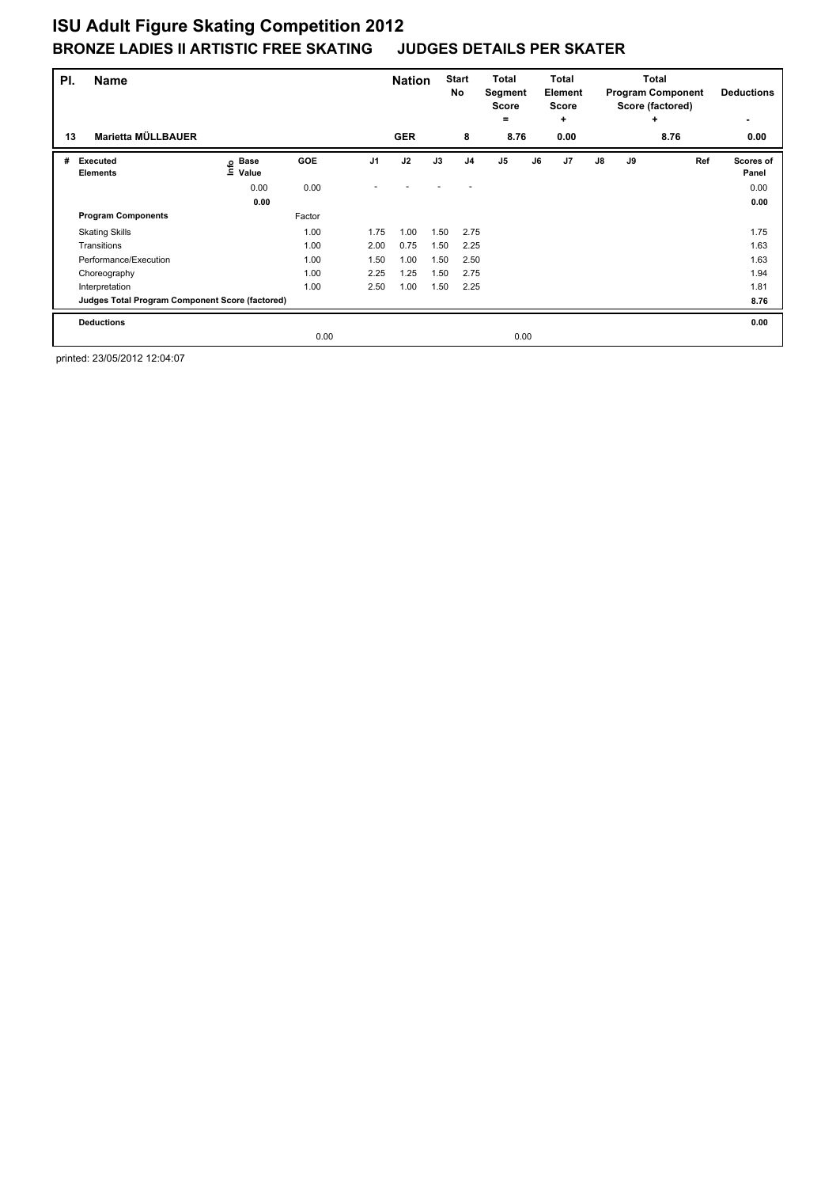# ISU Adult Figure Skating Competition 2012

## BRONZE LADIES II ARTISTIC FREE SKATING JUDGES DETAILS PER SKATER

| Pl. | Name | Nation | Start No | Total Segment Score = | Total Element Score + | Total Program Component Score (factored) + | Deductions - |
|---|---|---|---|---|---|---|---|
| 13 | Marietta MÜLLBAUER | GER | 8 | 8.76 | 0.00 | 8.76 | 0.00 |

| # | Executed Elements | Info | Base Value | GOE | J1 | J2 | J3 | J4 | J5 | J6 | J7 | J8 | J9 | Ref | Scores of Panel |
|---|---|---|---|---|---|---|---|---|---|---|---|---|---|---|---|
| | | | 0.00 | 0.00 | - | - | - | - | | | | | | | 0.00 |
| | | | 0.00 | | | | | | | | | | | | 0.00 |
| | **Program Components** | | | Factor | | | | | | | | | | | |
| | Skating Skills | | | 1.00 | 1.75 | 1.00 | 1.50 | 2.75 | | | | | | | 1.75 |
| | Transitions | | | 1.00 | 2.00 | 0.75 | 1.50 | 2.25 | | | | | | | 1.63 |
| | Performance/Execution | | | 1.00 | 1.50 | 1.00 | 1.50 | 2.50 | | | | | | | 1.63 |
| | Choreography | | | 1.00 | 2.25 | 1.25 | 1.50 | 2.75 | | | | | | | 1.94 |
| | Interpretation | | | 1.00 | 2.50 | 1.00 | 1.50 | 2.25 | | | | | | | 1.81 |
| | **Judges Total Program Component Score (factored)** | | | | | | | | | | | | | | 8.76 |
| | **Deductions** | | | | | | | | | | | | | | 0.00 |
| | | | | 0.00 | | | | | 0.00 | | | | | | |

printed: 23/05/2012 12:04:07